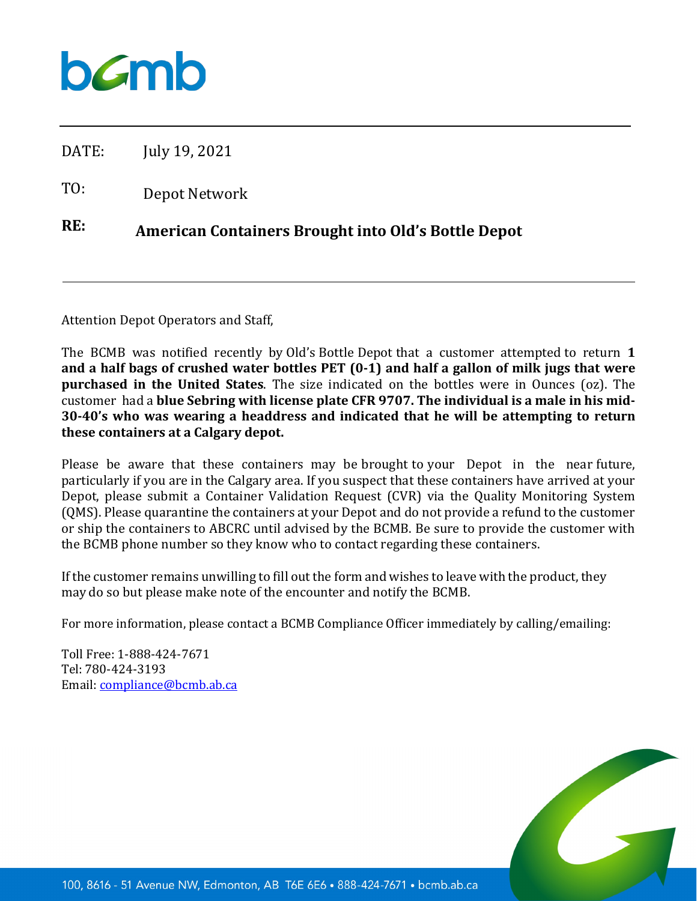bcmb

DATE: July 19, 2021

TO: Depot Network

**RE: American Containers Brought into Old's Bottle Depot**

---

Attention Depot Operators and Staff,

The BCMB was notified recently by Old's Bottle Depot that a customer attempted to return **1 and a half bags of crushed water bottles PET (0-1) and half a gallon of milk jugs that were purchased in the United States**. The size indicated on the bottles were in Ounces (oz). The customer had a **blue Sebring with license plate CFR 9707. The individual is a male in his mid-30-40's who was wearing a headdress and indicated that he will be attempting to return these containers at a Calgary depot.**

Please be aware that these containers may be brought to your Depot in the near future, particularly if you are in the Calgary area. If you suspect that these containers have arrived at your Depot, please submit a Container Validation Request (CVR) via the Quality Monitoring System (QMS). Please quarantine the containers at your Depot and do not provide a refund to the customer or ship the containers to ABCRC until advised by the BCMB. Be sure to provide the customer with the BCMB phone number so they know who to contact regarding these containers.

If the customer remains unwilling to fill out the form and wishes to leave with the product, they may do so but please make note of the encounter and notify the BCMB.

For more information, please contact a BCMB Compliance Officer immediately by calling/emailing:

Toll Free: 1-888-424-7671
Tel: 780-424-3193
Email: compliance@bcmb.ab.ca

100, 8616 - 51 Avenue NW, Edmonton, AB T6E 6E6 • 888-424-7671 • bcmb.ab.ca